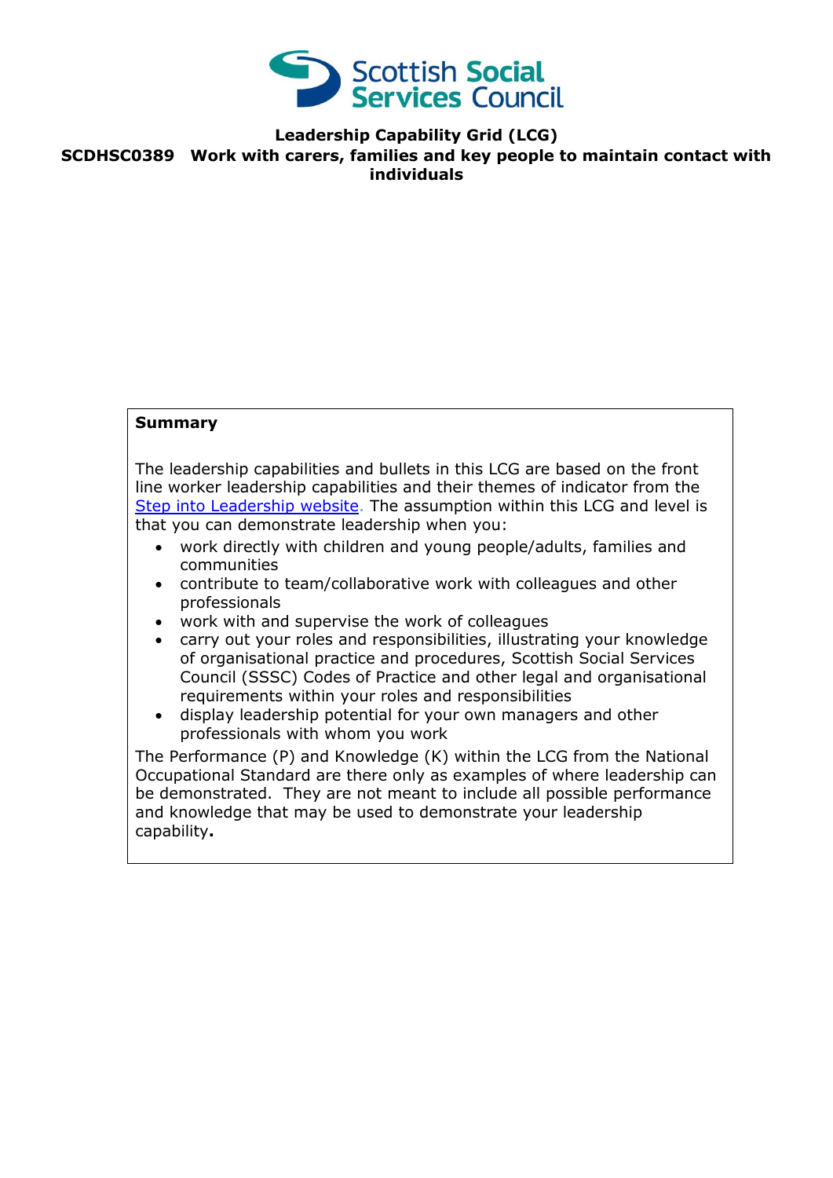**Leadership Capability Grid (LCG)**

**SCDHSC0389 Work with carers, families and key people to maintain contact with individuals**

**Summary**

The leadership capabilities and bullets in this LCG are based on the front line worker leadership capabilities and their themes of indicator from the [Step into Leadership website](). The assumption within this LCG and level is that you can demonstrate leadership when you:

- work directly with children and young people/adults, families and communities
- contribute to team/collaborative work with colleagues and other professionals
- work with and supervise the work of colleagues
- carry out your roles and responsibilities, illustrating your knowledge of organisational practice and procedures, Scottish Social Services Council (SSSC) Codes of Practice and other legal and organisational requirements within your roles and responsibilities
- display leadership potential for your own managers and other professionals with whom you work

The Performance (P) and Knowledge (K) within the LCG from the National Occupational Standard are there only as examples of where leadership can be demonstrated. They are not meant to include all possible performance and knowledge that may be used to demonstrate your leadership capability**.**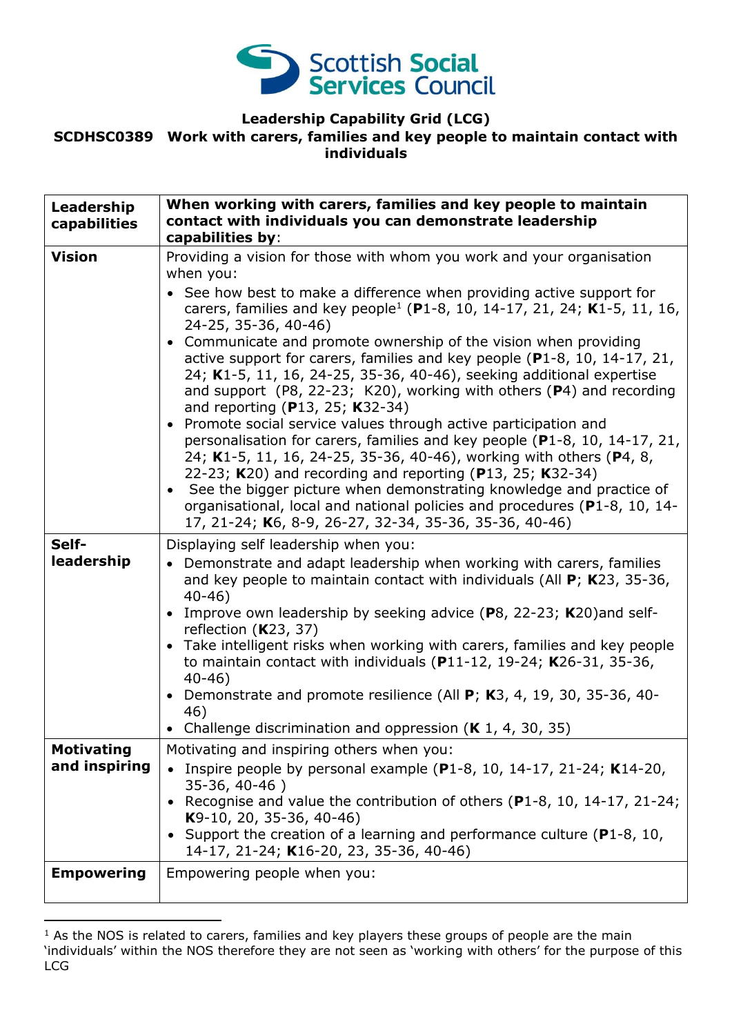# Leadership Capability Grid (LCG)

## SCDHSC0389 Work with carers, families and key people to maintain contact with individuals

| Leadership capabilities | When working with carers, families and key people to maintain contact with individuals you can demonstrate leadership capabilities by: |
|---|---|
| **Vision** | Providing a vision for those with whom you work and your organisation when you:<br>• See how best to make a difference when providing active support for carers, families and key people[1] (**P**1-8, 10, 14-17, 21, 24; **K**1-5, 11, 16, 24-25, 35-36, 40-46)<br>• Communicate and promote ownership of the vision when providing active support for carers, families and key people (**P**1-8, 10, 14-17, 21, 24; **K**1-5, 11, 16, 24-25, 35-36, 40-46), seeking additional expertise and support (P8, 22-23; K20), working with others (**P**4) and recording and reporting (**P**13, 25; **K**32-34)<br>• Promote social service values through active participation and personalisation for carers, families and key people (**P**1-8, 10, 14-17, 21, 24; **K**1-5, 11, 16, 24-25, 35-36, 40-46), working with others (**P**4, 8, 22-23; **K**20) and recording and reporting (**P**13, 25; **K**32-34)<br>• See the bigger picture when demonstrating knowledge and practice of organisational, local and national policies and procedures (**P**1-8, 10, 14-17, 21-24; **K**6, 8-9, 26-27, 32-34, 35-36, 35-36, 40-46) |
| **Self-leadership** | Displaying self leadership when you:<br>• Demonstrate and adapt leadership when working with carers, families and key people to maintain contact with individuals (All **P**; **K**23, 35-36, 40-46)<br>• Improve own leadership by seeking advice (**P**8, 22-23; **K**20)and self-reflection (**K**23, 37)<br>• Take intelligent risks when working with carers, families and key people to maintain contact with individuals (**P**11-12, 19-24; **K**26-31, 35-36, 40-46)<br>• Demonstrate and promote resilience (All **P**; **K**3, 4, 19, 30, 35-36, 40-46)<br>• Challenge discrimination and oppression (**K** 1, 4, 30, 35) |
| **Motivating and inspiring** | Motivating and inspiring others when you:<br>• Inspire people by personal example (**P**1-8, 10, 14-17, 21-24; **K**14-20, 35-36, 40-46 )<br>• Recognise and value the contribution of others (**P**1-8, 10, 14-17, 21-24; **K**9-10, 20, 35-36, 40-46)<br>• Support the creation of a learning and performance culture (**P**1-8, 10, 14-17, 21-24; **K**16-20, 23, 35-36, 40-46) |
| **Empowering** | Empowering people when you: |

[1] As the NOS is related to carers, families and key players these groups of people are the main 'individuals' within the NOS therefore they are not seen as 'working with others' for the purpose of this LCG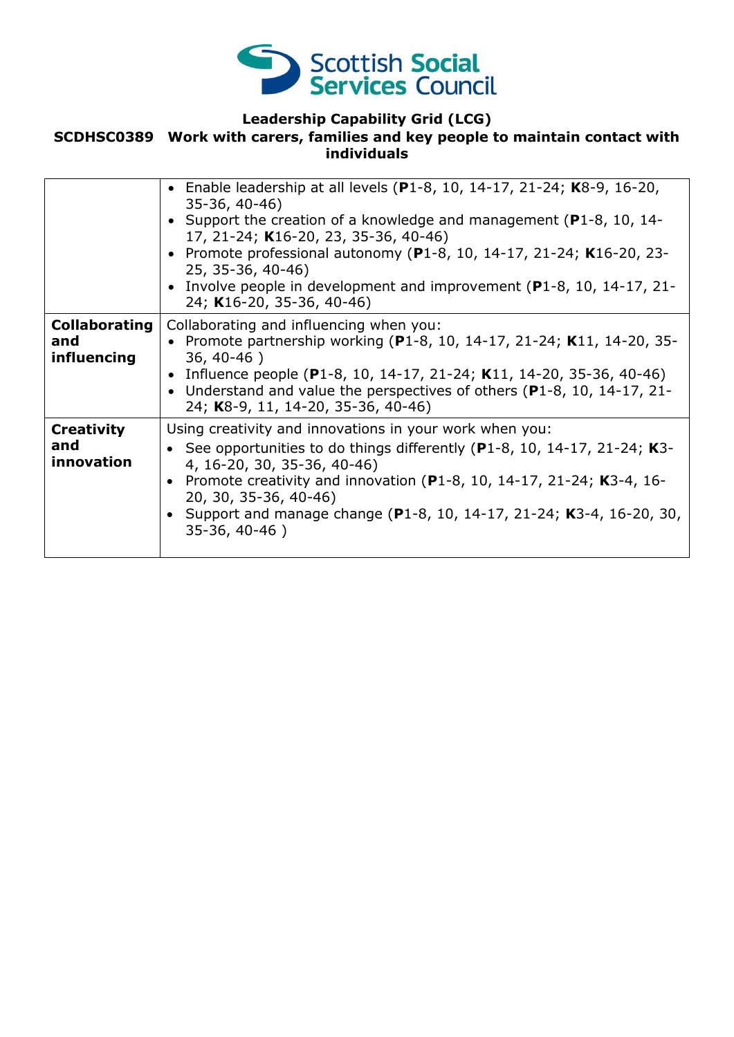**Leadership Capability Grid (LCG)**

**SCDHSC0389 Work with carers, families and key people to maintain contact with individuals**

| | |
|---|---|
| | • Enable leadership at all levels (**P**1-8, 10, 14-17, 21-24; **K**8-9, 16-20, 35-36, 40-46)<br>• Support the creation of a knowledge and management (**P**1-8, 10, 14-17, 21-24; **K**16-20, 23, 35-36, 40-46)<br>• Promote professional autonomy (**P**1-8, 10, 14-17, 21-24; **K**16-20, 23-25, 35-36, 40-46)<br>• Involve people in development and improvement (**P**1-8, 10, 14-17, 21-24; **K**16-20, 35-36, 40-46) |
| **Collaborating and influencing** | Collaborating and influencing when you:<br>• Promote partnership working (**P**1-8, 10, 14-17, 21-24; **K**11, 14-20, 35-36, 40-46 )<br>• Influence people (**P**1-8, 10, 14-17, 21-24; **K**11, 14-20, 35-36, 40-46)<br>• Understand and value the perspectives of others (**P**1-8, 10, 14-17, 21-24; **K**8-9, 11, 14-20, 35-36, 40-46) |
| **Creativity and innovation** | Using creativity and innovations in your work when you:<br>• See opportunities to do things differently (**P**1-8, 10, 14-17, 21-24; **K**3-4, 16-20, 30, 35-36, 40-46)<br>• Promote creativity and innovation (**P**1-8, 10, 14-17, 21-24; **K**3-4, 16-20, 30, 35-36, 40-46)<br>• Support and manage change (**P**1-8, 10, 14-17, 21-24; **K**3-4, 16-20, 30, 35-36, 40-46 ) |